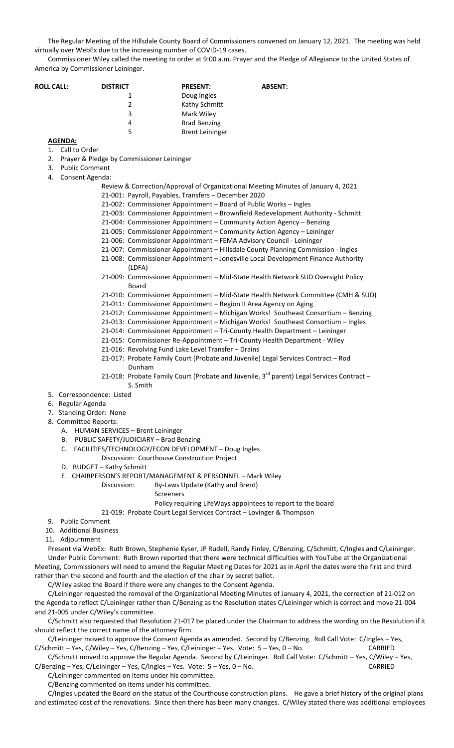The Regular Meeting of the Hillsdale County Board of Commissioners convened on January 12, 2021. The meeting was held virtually over WebEx due to the increasing number of COVID-19 cases.

Commissioner Wiley called the meeting to order at 9:00 a.m. Prayer and the Pledge of Allegiance to the United States of America by Commissioner Leininger.

| **ROLL CALL:** | **DISTRICT** | **PRESENT:** | **ABSENT:** |
|---|---|---|---|
| | 1 | Doug Ingles | |
| | 2 | Kathy Schmitt | |
| | 3 | Mark Wiley | |
| | 4 | Brad Benzing | |
| | 5 | Brent Leininger | |

**AGENDA:**

1. Call to Order
2. Prayer & Pledge by Commissioner Leininger
3. Public Comment
4. Consent Agenda:
   - Review & Correction/Approval of Organizational Meeting Minutes of January 4, 2021
   - 21-001: Payroll, Payables, Transfers – December 2020
   - 21-002: Commissioner Appointment – Board of Public Works – Ingles
   - 21-003: Commissioner Appointment – Brownfield Redevelopment Authority - Schmitt
   - 21-004: Commissioner Appointment – Community Action Agency – Benzing
   - 21-005: Commissioner Appointment – Community Action Agency – Leininger
   - 21-006: Commissioner Appointment – FEMA Advisory Council - Leininger
   - 21-007: Commissioner Appointment – Hillsdale County Planning Commission - Ingles
   - 21-008: Commissioner Appointment – Jonesville Local Development Finance Authority (LDFA)
   - 21-009: Commissioner Appointment – Mid-State Health Network SUD Oversight Policy Board
   - 21-010: Commissioner Appointment – Mid-State Health Network Committee (CMH & SUD)
   - 21-011: Commissioner Appointment – Region II Area Agency on Aging
   - 21-012: Commissioner Appointment – Michigan Works! Southeast Consortium – Benzing
   - 21-013: Commissioner Appointment – Michigan Works! Southeast Consortium – Ingles
   - 21-014: Commissioner Appointment – Tri-County Health Department – Leininger
   - 21-015: Commissioner Re-Appointment – Tri-County Health Department - Wiley
   - 21-016: Revolving Fund Lake Level Transfer – Drains
   - 21-017: Probate Family Court (Probate and Juvenile) Legal Services Contract – Rod Dunham
   - 21-018: Probate Family Court (Probate and Juvenile, 3rd parent) Legal Services Contract – S. Smith
5. Correspondence: Listed
6. Regular Agenda
7. Standing Order: None
8. Committee Reports:
   - A. HUMAN SERVICES – Brent Leininger
   - B. PUBLIC SAFETY/JUDICIARY – Brad Benzing
   - C. FACILITIES/TECHNOLOGY/ECON DEVELOPMENT – Doug Ingles
     - Discussion: Courthouse Construction Project
   - D. BUDGET – Kathy Schmitt
   - E. CHAIRPERSON'S REPORT/MANAGEMENT & PERSONNEL – Mark Wiley
     - Discussion: By-Laws Update (Kathy and Brent)
       - Screeners
       - Policy requiring LifeWays appointees to report to the board
     - 21-019: Probate Court Legal Services Contract – Lovinger & Thompson
9. Public Comment
10. Additional Business
11. Adjournment

Present via WebEx: Ruth Brown, Stephenie Kyser, JP Rudell, Randy Finley, C/Benzing, C/Schmitt, C/Ingles and C/Leininger.

Under Public Comment: Ruth Brown reported that there were technical difficulties with YouTube at the Organizational Meeting, Commissioners will need to amend the Regular Meeting Dates for 2021 as in April the dates were the first and third rather than the second and fourth and the election of the chair by secret ballot.

C/Wiley asked the Board if there were any changes to the Consent Agenda.

C/Leininger requested the removal of the Organizational Meeting Minutes of January 4, 2021, the correction of 21-012 on the Agenda to reflect C/Leininger rather than C/Benzing as the Resolution states C/Leininger which is correct and move 21-004 and 21-005 under C/Wiley's committee.

C/Schmitt also requested that Resolution 21-017 be placed under the Chairman to address the wording on the Resolution if it should reflect the correct name of the attorney firm.

C/Leininger moved to approve the Consent Agenda as amended. Second by C/Benzing. Roll Call Vote: C/Ingles – Yes, C/Schmitt – Yes, C/Wiley – Yes, C/Benzing – Yes, C/Leininger – Yes. Vote: 5 – Yes, 0 – No. CARRIED

C/Schmitt moved to approve the Regular Agenda. Second by C/Leininger. Roll Call Vote: C/Schmitt – Yes, C/Wiley – Yes, C/Benzing – Yes, C/Leininger – Yes, C/Ingles – Yes. Vote: 5 – Yes, 0 – No. CARRIED

C/Leininger commented on items under his committee.

C/Benzing commented on items under his committee.

C/Ingles updated the Board on the status of the Courthouse construction plans. He gave a brief history of the original plans and estimated cost of the renovations. Since then there has been many changes. C/Wiley stated there was additional employees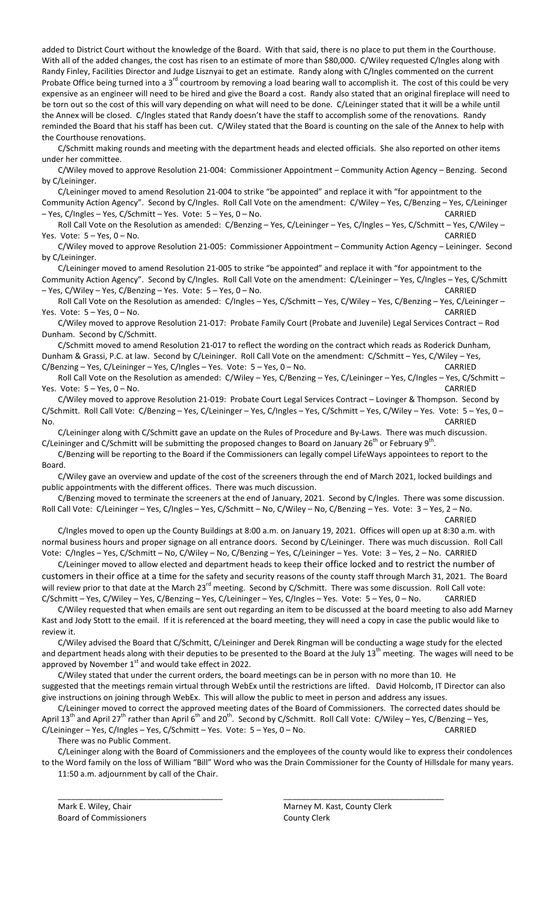added to District Court without the knowledge of the Board. With that said, there is no place to put them in the Courthouse. With all of the added changes, the cost has risen to an estimate of more than $80,000. C/Wiley requested C/Ingles along with Randy Finley, Facilities Director and Judge Lisznyai to get an estimate. Randy along with C/Ingles commented on the current Probate Office being turned into a 3rd courtroom by removing a load bearing wall to accomplish it. The cost of this could be very expensive as an engineer will need to be hired and give the Board a cost. Randy also stated that an original fireplace will need to be torn out so the cost of this will vary depending on what will need to be done. C/Leininger stated that it will be a while until the Annex will be closed. C/Ingles stated that Randy doesn't have the staff to accomplish some of the renovations. Randy reminded the Board that his staff has been cut. C/Wiley stated that the Board is counting on the sale of the Annex to help with the Courthouse renovations.

C/Schmitt making rounds and meeting with the department heads and elected officials. She also reported on other items under her committee.

C/Wiley moved to approve Resolution 21-004: Commissioner Appointment – Community Action Agency – Benzing. Second by C/Leininger.

C/Leininger moved to amend Resolution 21-004 to strike "be appointed" and replace it with "for appointment to the Community Action Agency". Second by C/Ingles. Roll Call Vote on the amendment: C/Wiley – Yes, C/Benzing – Yes, C/Leininger – Yes, C/Ingles – Yes, C/Schmitt – Yes. Vote: 5 – Yes, 0 – No. CARRIED

Roll Call Vote on the Resolution as amended: C/Benzing – Yes, C/Leininger – Yes, C/Ingles – Yes, C/Schmitt – Yes, C/Wiley – Yes. Vote: 5 – Yes, 0 – No. CARRIED

C/Wiley moved to approve Resolution 21-005: Commissioner Appointment – Community Action Agency – Leininger. Second by C/Leininger.

C/Leininger moved to amend Resolution 21-005 to strike "be appointed" and replace it with "for appointment to the Community Action Agency". Second by C/Ingles. Roll Call Vote on the amendment: C/Leininger – Yes, C/Ingles – Yes, C/Schmitt – Yes, C/Wiley – Yes, C/Benzing – Yes. Vote: 5 – Yes, 0 – No. CARRIED

Roll Call Vote on the Resolution as amended: C/Ingles – Yes, C/Schmitt – Yes, C/Wiley – Yes, C/Benzing – Yes, C/Leininger – Yes. Vote: 5 – Yes, 0 – No. CARRIED

C/Wiley moved to approve Resolution 21-017: Probate Family Court (Probate and Juvenile) Legal Services Contract – Rod Dunham. Second by C/Schmitt.

C/Schmitt moved to amend Resolution 21-017 to reflect the wording on the contract which reads as Roderick Dunham, Dunham & Grassi, P.C. at law. Second by C/Leininger. Roll Call Vote on the amendment: C/Schmitt – Yes, C/Wiley – Yes, C/Benzing – Yes, C/Leininger – Yes, C/Ingles – Yes. Vote: 5 – Yes, 0 – No. CARRIED

Roll Call Vote on the Resolution as amended: C/Wiley – Yes, C/Benzing – Yes, C/Leininger – Yes, C/Ingles – Yes, C/Schmitt – Yes. Vote: 5 – Yes, 0 – No. CARRIED

C/Wiley moved to approve Resolution 21-019: Probate Court Legal Services Contract – Lovinger & Thompson. Second by C/Schmitt. Roll Call Vote: C/Benzing – Yes, C/Leininger – Yes, C/Ingles – Yes, C/Schmitt – Yes, C/Wiley – Yes. Vote: 5 – Yes, 0 – No. CARRIED

C/Leininger along with C/Schmitt gave an update on the Rules of Procedure and By-Laws. There was much discussion. C/Leininger and C/Schmitt will be submitting the proposed changes to Board on January 26th or February 9th.

C/Benzing will be reporting to the Board if the Commissioners can legally compel LifeWays appointees to report to the Board.

C/Wiley gave an overview and update of the cost of the screeners through the end of March 2021, locked buildings and public appointments with the different offices. There was much discussion.

C/Benzing moved to terminate the screeners at the end of January, 2021. Second by C/Ingles. There was some discussion. Roll Call Vote: C/Leininger – Yes, C/Ingles – Yes, C/Schmitt – No, C/Wiley – No, C/Benzing – Yes. Vote: 3 – Yes, 2 – No. CARRIED

C/Ingles moved to open up the County Buildings at 8:00 a.m. on January 19, 2021. Offices will open up at 8:30 a.m. with normal business hours and proper signage on all entrance doors. Second by C/Leininger. There was much discussion. Roll Call Vote: C/Ingles – Yes, C/Schmitt – No, C/Wiley – No, C/Benzing – Yes, C/Leininger – Yes. Vote: 3 – Yes, 2 – No. CARRIED

C/Leininger moved to allow elected and department heads to keep their office locked and to restrict the number of customers in their office at a time for the safety and security reasons of the county staff through March 31, 2021. The Board will review prior to that date at the March 23rd meeting. Second by C/Schmitt. There was some discussion. Roll Call vote: C/Schmitt – Yes, C/Wiley – Yes, C/Benzing – Yes, C/Leininger – Yes, C/Ingles – Yes. Vote: 5 – Yes, 0 – No. CARRIED

C/Wiley requested that when emails are sent out regarding an item to be discussed at the board meeting to also add Marney Kast and Jody Stott to the email. If it is referenced at the board meeting, they will need a copy in case the public would like to review it.

C/Wiley advised the Board that C/Schmitt, C/Leininger and Derek Ringman will be conducting a wage study for the elected and department heads along with their deputies to be presented to the Board at the July 13th meeting. The wages will need to be approved by November 1st and would take effect in 2022.

C/Wiley stated that under the current orders, the board meetings can be in person with no more than 10. He suggested that the meetings remain virtual through WebEx until the restrictions are lifted. David Holcomb, IT Director can also give instructions on joining through WebEx. This will allow the public to meet in person and address any issues.

C/Leininger moved to correct the approved meeting dates of the Board of Commissioners. The corrected dates should be April 13th and April 27th rather than April 6th and 20th. Second by C/Schmitt. Roll Call Vote: C/Wiley – Yes, C/Benzing – Yes, C/Leininger – Yes, C/Ingles – Yes, C/Schmitt – Yes. Vote: 5 – Yes, 0 – No. CARRIED

There was no Public Comment.

C/Leininger along with the Board of Commissioners and the employees of the county would like to express their condolences to the Word family on the loss of William "Bill" Word who was the Drain Commissioner for the County of Hillsdale for many years.

11:50 a.m. adjournment by call of the Chair.

\_\_\_\_\_\_\_\_\_\_\_\_\_\_\_\_\_\_\_\_\_\_\_\_\_\_\_\_\_\_\_\_\_\_\_\_
Mark E. Wiley, Chair
Board of Commissioners

\_\_\_\_\_\_\_\_\_\_\_\_\_\_\_\_\_\_\_\_\_\_\_\_\_\_\_\_\_\_\_\_\_\_\_\_
Marney M. Kast, County Clerk
County Clerk